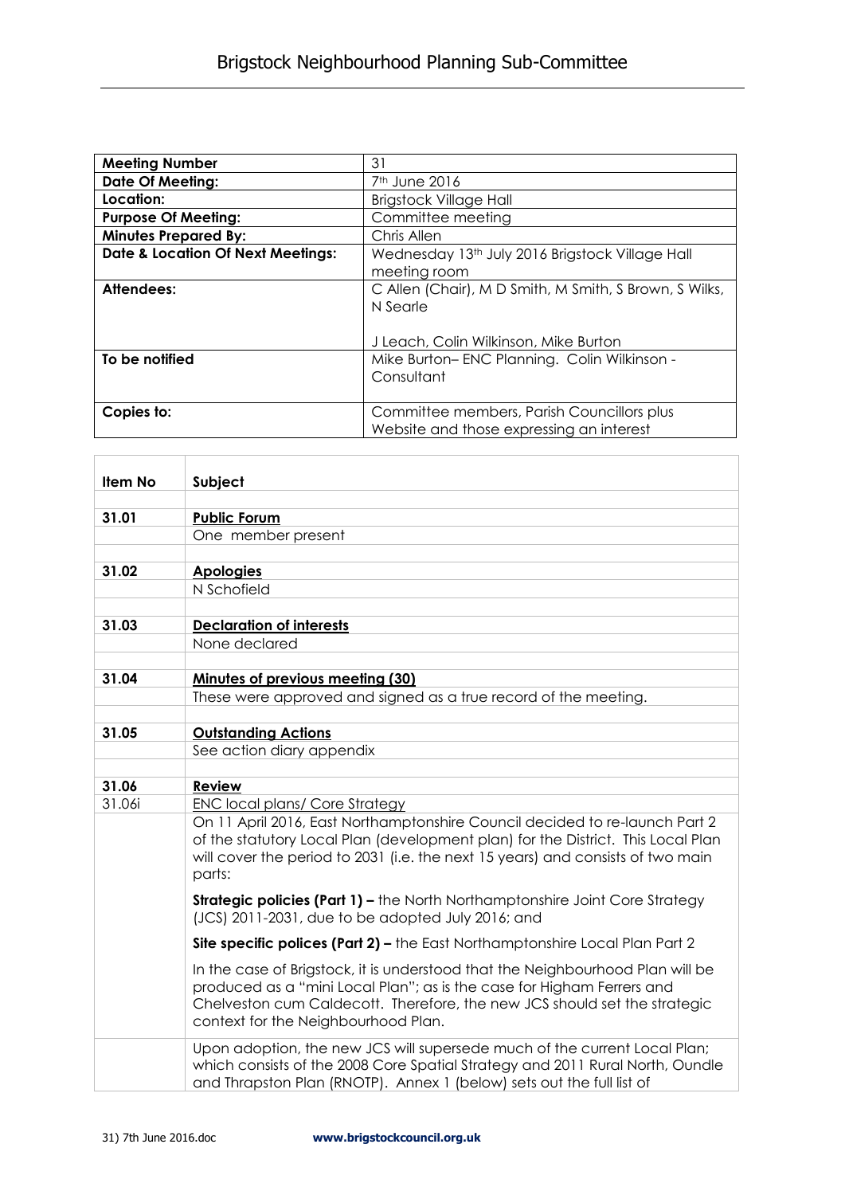# Brigstock Neighbourhood Planning Sub-Committee

| **Meeting Number** | 31 |
|---|---|
| **Date Of Meeting:** | 7th June 2016 |
| **Location:** | Brigstock Village Hall |
| **Purpose Of Meeting:** | Committee meeting |
| **Minutes Prepared By:** | Chris Allen |
| **Date & Location Of Next Meetings:** | Wednesday 13th July 2016 Brigstock Village Hall meeting room |
| **Attendees:** | C Allen (Chair), M D Smith, M Smith, S Brown, S Wilks, N Searle<br><br>J Leach, Colin Wilkinson, Mike Burton |
| **To be notified** | Mike Burton– ENC Planning. Colin Wilkinson - Consultant |
| **Copies to:** | Committee members, Parish Councillors plus Website and those expressing an interest |

| **Item No** | **Subject** |
|---|---|
| **31.01** | **Public Forum** |
| | One member present |
| **31.02** | **Apologies** |
| | N Schofield |
| **31.03** | **Declaration of interests** |
| | None declared |
| **31.04** | **Minutes of previous meeting (30)** |
| | These were approved and signed as a true record of the meeting. |
| **31.05** | **Outstanding Actions** |
| | See action diary appendix |
| **31.06** | **Review** |
| 31.06i | ENC local plans/ Core Strategy |
| | On 11 April 2016, East Northamptonshire Council decided to re-launch Part 2 of the statutory Local Plan (development plan) for the District. This Local Plan will cover the period to 2031 (i.e. the next 15 years) and consists of two main parts:<br><br>**Strategic policies (Part 1) –** the North Northamptonshire Joint Core Strategy (JCS) 2011-2031, due to be adopted July 2016; and<br><br>**Site specific polices (Part 2) –** the East Northamptonshire Local Plan Part 2<br><br>In the case of Brigstock, it is understood that the Neighbourhood Plan will be produced as a "mini Local Plan"; as is the case for Higham Ferrers and Chelveston cum Caldecott. Therefore, the new JCS should set the strategic context for the Neighbourhood Plan. |
| | Upon adoption, the new JCS will supersede much of the current Local Plan; which consists of the 2008 Core Spatial Strategy and 2011 Rural North, Oundle and Thrapston Plan (RNOTP). Annex 1 (below) sets out the full list of |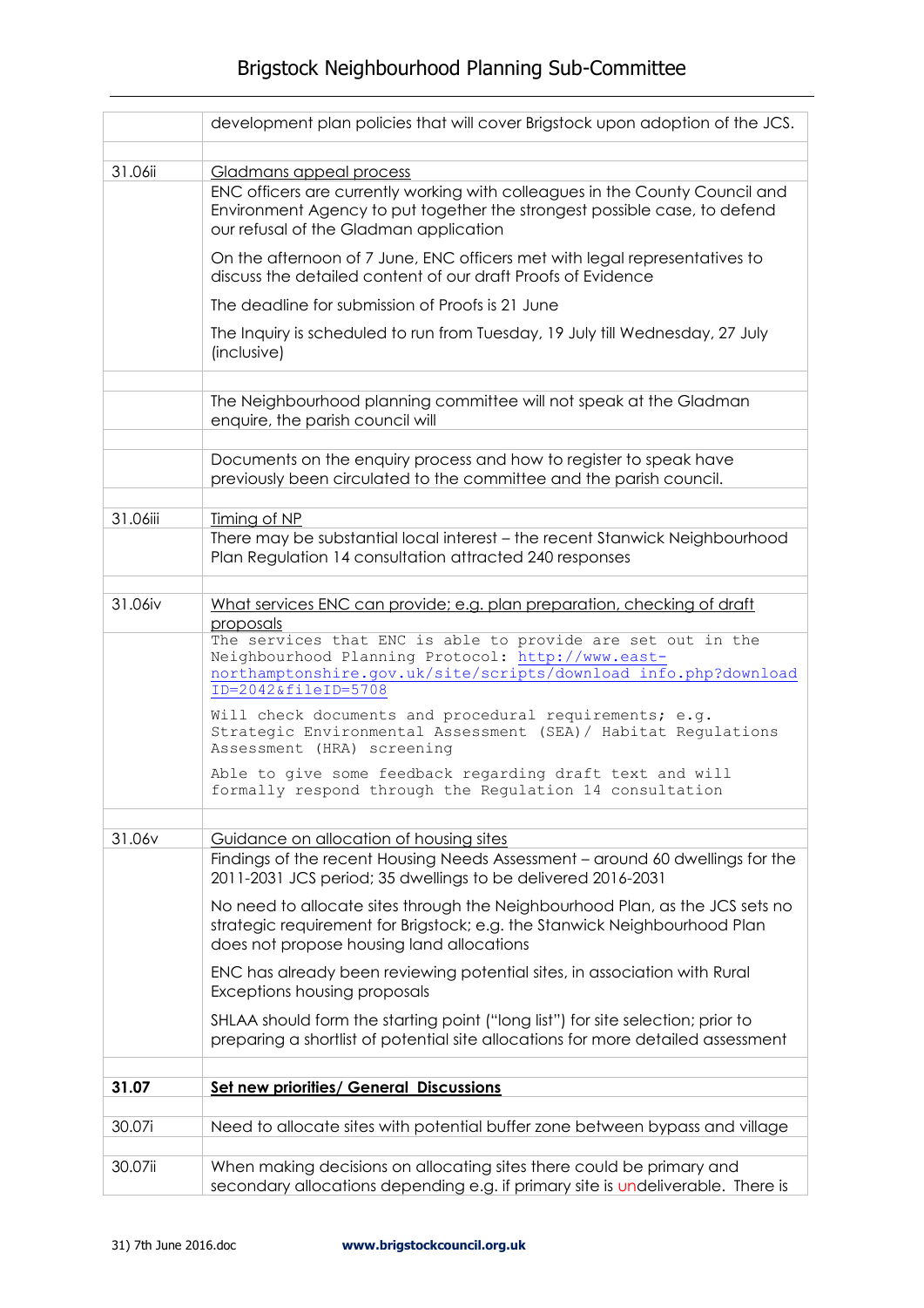| | |
|---|---|
| | development plan policies that will cover Brigstock upon adoption of the JCS. |
| | |
| 31.06ii | Gladmans appeal process |
| | ENC officers are currently working with colleagues in the County Council and Environment Agency to put together the strongest possible case, to defend our refusal of the Gladman application<br><br>On the afternoon of 7 June, ENC officers met with legal representatives to discuss the detailed content of our draft Proofs of Evidence<br><br>The deadline for submission of Proofs is 21 June<br><br>The Inquiry is scheduled to run from Tuesday, 19 July till Wednesday, 27 July (inclusive) |
| | |
| | The Neighbourhood planning committee will not speak at the Gladman enquire, the parish council will |
| | |
| | Documents on the enquiry process and how to register to speak have previously been circulated to the committee and the parish council. |
| | |
| 31.06iii | Timing of NP |
| | There may be substantial local interest – the recent Stanwick Neighbourhood Plan Regulation 14 consultation attracted 240 responses |
| | |
| 31.06iv | What services ENC can provide; e.g. plan preparation, checking of draft proposals |
| | The services that ENC is able to provide are set out in the Neighbourhood Planning Protocol: http://www.east-northamptonshire.gov.uk/site/scripts/download_info.php?downloadID=2042&fileID=5708<br><br>Will check documents and procedural requirements; e.g. Strategic Environmental Assessment (SEA)/ Habitat Regulations Assessment (HRA) screening<br><br>Able to give some feedback regarding draft text and will formally respond through the Regulation 14 consultation |
| | |
| 31.06v | Guidance on allocation of housing sites |
| | Findings of the recent Housing Needs Assessment – around 60 dwellings for the 2011-2031 JCS period; 35 dwellings to be delivered 2016-2031<br><br>No need to allocate sites through the Neighbourhood Plan, as the JCS sets no strategic requirement for Brigstock; e.g. the Stanwick Neighbourhood Plan does not propose housing land allocations<br><br>ENC has already been reviewing potential sites, in association with Rural Exceptions housing proposals<br><br>SHLAA should form the starting point ("long list") for site selection; prior to preparing a shortlist of potential site allocations for more detailed assessment |
| | |
| **31.07** | **Set new priorities/ General Discussions** |
| | |
| 30.07i | Need to allocate sites with potential buffer zone between bypass and village |
| | |
| 30.07ii | When making decisions on allocating sites there could be primary and secondary allocations depending e.g. if primary site is undeliverable. There is |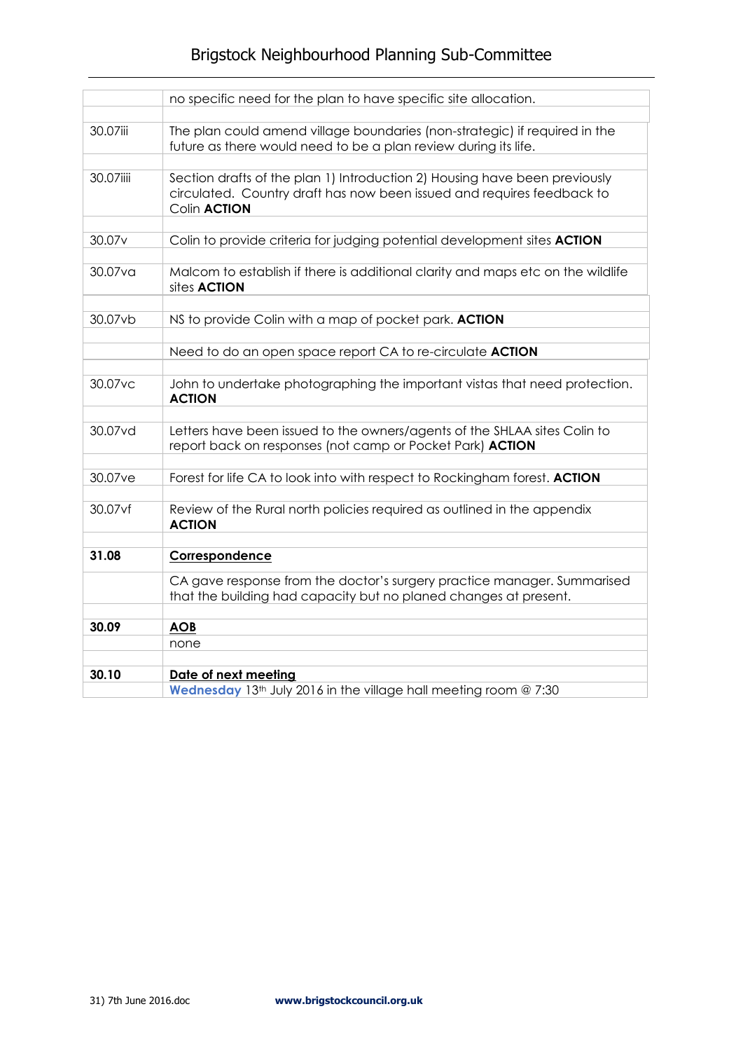| | |
|---|---|
| | no specific need for the plan to have specific site allocation. |
| | |
| 30.07iii | The plan could amend village boundaries (non-strategic) if required in the future as there would need to be a plan review during its life. |
| | |
| 30.07iiii | Section drafts of the plan 1) Introduction 2) Housing have been previously circulated. Country draft has now been issued and requires feedback to Colin **ACTION** |
| | |
| 30.07v | Colin to provide criteria for judging potential development sites **ACTION** |
| | |
| 30.07va | Malcom to establish if there is additional clarity and maps etc on the wildlife sites **ACTION** |
| | |
| 30.07vb | NS to provide Colin with a map of pocket park. **ACTION** |
| | |
| | Need to do an open space report CA to re-circulate **ACTION** |
| | |
| 30.07vc | John to undertake photographing the important vistas that need protection. **ACTION** |
| | |
| 30.07vd | Letters have been issued to the owners/agents of the SHLAA sites Colin to report back on responses (not camp or Pocket Park) **ACTION** |
| | |
| 30.07ve | Forest for life CA to look into with respect to Rockingham forest. **ACTION** |
| | |
| 30.07vf | Review of the Rural north policies required as outlined in the appendix **ACTION** |
| | |
| **31.08** | **Correspondence** |
| | CA gave response from the doctor's surgery practice manager. Summarised that the building had capacity but no planed changes at present. |
| | |
| **30.09** | **AOB** |
| | none |
| | |
| **30.10** | **Date of next meeting** |
| | Wednesday 13th July 2016 in the village hall meeting room @ 7:30 |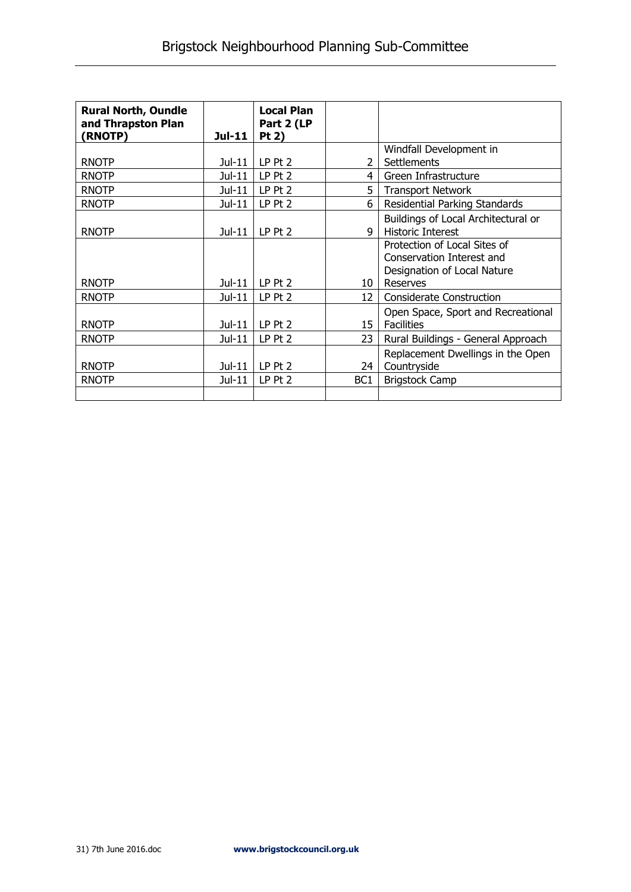| **Rural North, Oundle and Thrapston Plan (RNOTP)** | **Jul-11** | **Local Plan Part 2 (LP Pt 2)** | | |
|---|---|---|---|---|
| RNOTP | Jul-11 | LP Pt 2 | 2 | Windfall Development in Settlements |
| RNOTP | Jul-11 | LP Pt 2 | 4 | Green Infrastructure |
| RNOTP | Jul-11 | LP Pt 2 | 5 | Transport Network |
| RNOTP | Jul-11 | LP Pt 2 | 6 | Residential Parking Standards |
| RNOTP | Jul-11 | LP Pt 2 | 9 | Buildings of Local Architectural or Historic Interest |
| RNOTP | Jul-11 | LP Pt 2 | 10 | Protection of Local Sites of Conservation Interest and Designation of Local Nature Reserves |
| RNOTP | Jul-11 | LP Pt 2 | 12 | Considerate Construction |
| RNOTP | Jul-11 | LP Pt 2 | 15 | Open Space, Sport and Recreational Facilities |
| RNOTP | Jul-11 | LP Pt 2 | 23 | Rural Buildings - General Approach |
| RNOTP | Jul-11 | LP Pt 2 | 24 | Replacement Dwellings in the Open Countryside |
| RNOTP | Jul-11 | LP Pt 2 | BC1 | Brigstock Camp |
| | | | | |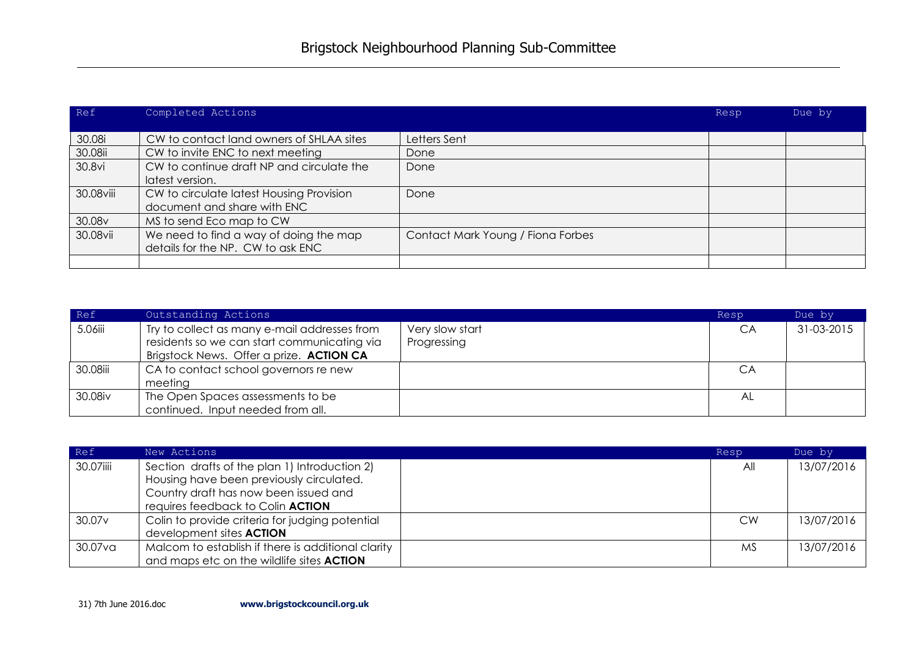| Ref | Completed Actions | | Resp | Due by |
|---|---|---|---|---|
| 30.08i | CW to contact land owners of SHLAA sites | Letters Sent | | |
| 30.08ii | CW to invite ENC to next meeting | Done | | |
| 30.8vi | CW to continue draft NP and circulate the latest version. | Done | | |
| 30.08viii | CW to circulate latest Housing Provision document and share with ENC | Done | | |
| 30.08v | MS to send Eco map to CW | | | |
| 30.08vii | We need to find a way of doing the map details for the NP. CW to ask ENC | Contact Mark Young / Fiona Forbes | | |
| | | | | |

| Ref | Outstanding Actions | | Resp | Due by |
|---|---|---|---|---|
| 5.06iii | Try to collect as many e-mail addresses from residents so we can start communicating via Brigstock News. Offer a prize. **ACTION CA** | Very slow start<br>Progressing | CA | 31-03-2015 |
| 30.08iii | CA to contact school governors re new meeting | | CA | |
| 30.08iv | The Open Spaces assessments to be continued. Input needed from all. | | AL | |

| Ref | New Actions | | Resp | Due by |
|---|---|---|---|---|
| 30.07iiii | Section drafts of the plan 1) Introduction 2) Housing have been previously circulated. Country draft has now been issued and requires feedback to Colin **ACTION** | | All | 13/07/2016 |
| 30.07v | Colin to provide criteria for judging potential development sites **ACTION** | | CW | 13/07/2016 |
| 30.07va | Malcom to establish if there is additional clarity and maps etc on the wildlife sites **ACTION** | | MS | 13/07/2016 |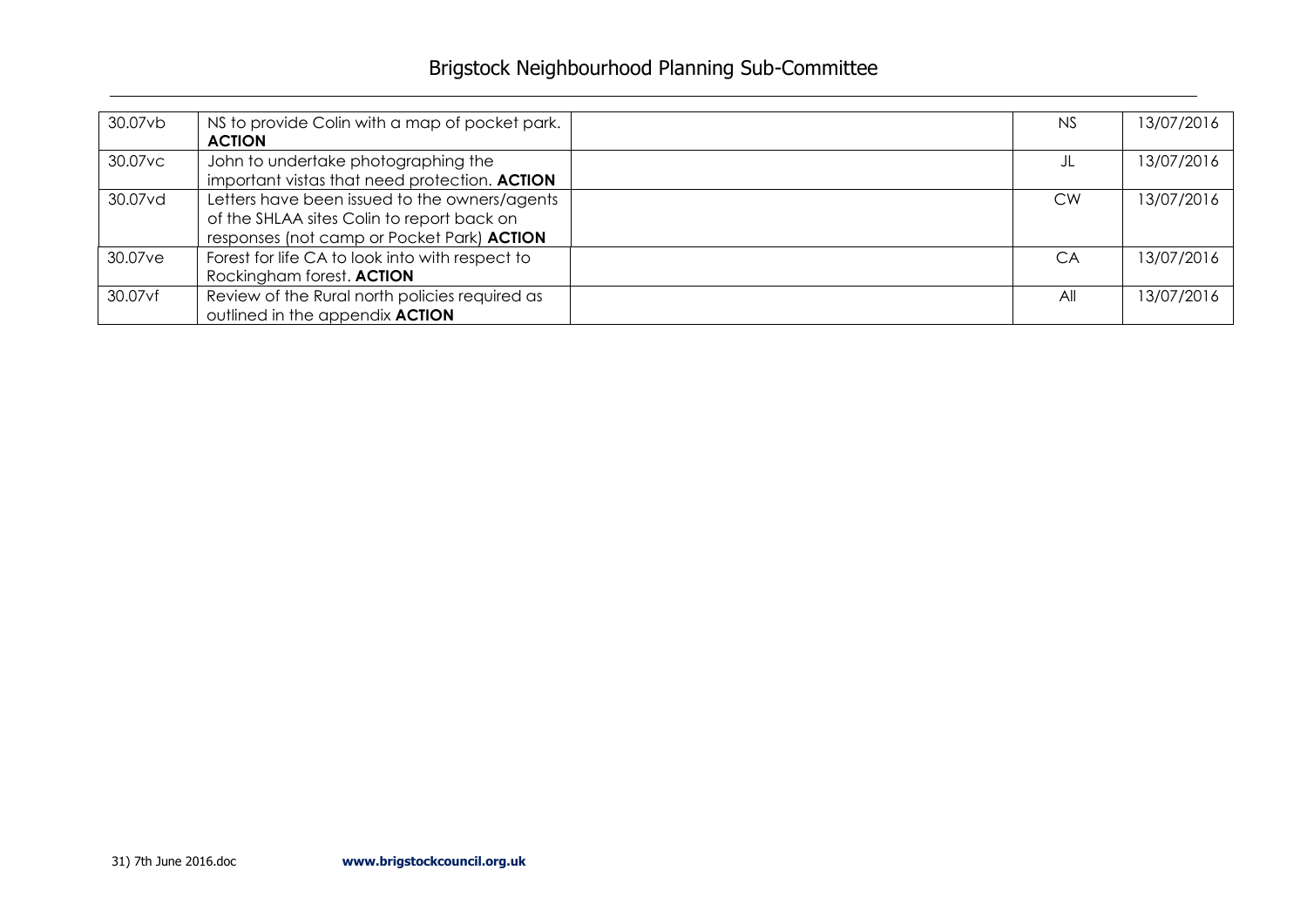| | | | | |
|---|---|---|---|---|
| 30.07vb | NS to provide Colin with a map of pocket park. **ACTION** | | NS | 13/07/2016 |
| 30.07vc | John to undertake photographing the important vistas that need protection. **ACTION** | | JL | 13/07/2016 |
| 30.07vd | Letters have been issued to the owners/agents of the SHLAA sites Colin to report back on responses (not camp or Pocket Park) **ACTION** | | CW | 13/07/2016 |
| 30.07ve | Forest for life CA to look into with respect to Rockingham forest. **ACTION** | | CA | 13/07/2016 |
| 30.07vf | Review of the Rural north policies required as outlined in the appendix **ACTION** | | All | 13/07/2016 |